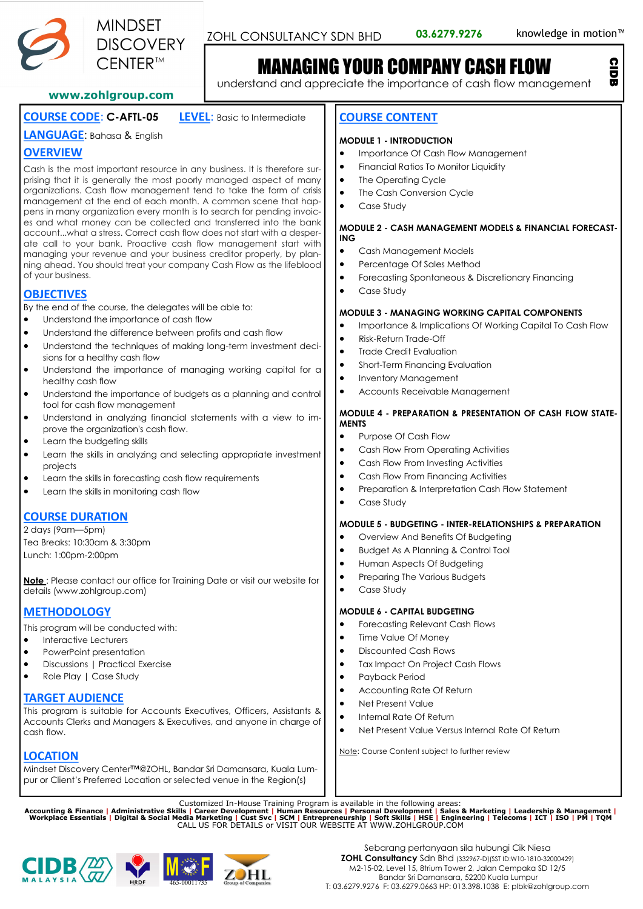MINDSET DISCOVERY CENTER™

ZOHL CONSULTANCY SDN BHD **03.6279.9276** knowledge in motion™

www.zohlgroup.com

# MANAGING YOUR COMPANY CASH FLOW

understand and appreciate the importance of cash flow management

CIDB

**COURSE CODE: C-AFTL-05** **LEVEL**: Basic to Intermediate

**LANGUAGE**: Bahasa & English

## OVERVIEW

Cash is the most important resource in any business. It is therefore surprising that it is generally the most poorly managed aspect of many organizations. Cash flow management tend to take the form of crisis management at the end of each month. A common scene that happens in many organization every month is to search for pending invoices and what money can be collected and transferred into the bank account...what a stress. Correct cash flow does not start with a desperate call to your bank. Proactive cash flow management start with managing your revenue and your business creditor properly, by planning ahead. You should treat your company Cash Flow as the lifeblood of your business.

## OBJECTIVES

By the end of the course, the delegates will be able to:

- Understand the importance of cash flow
- Understand the difference between profits and cash flow
- Understand the techniques of making long-term investment decisions for a healthy cash flow
- Understand the importance of managing working capital for a healthy cash flow
- Understand the importance of budgets as a planning and control tool for cash flow management
- Understand in analyzing financial statements with a view to improve the organization's cash flow.
- Learn the budgeting skills
- Learn the skills in analyzing and selecting appropriate investment projects
- Learn the skills in forecasting cash flow requirements
- Learn the skills in monitoring cash flow

## COURSE DURATION

2 days (9am—5pm)
Tea Breaks: 10:30am & 3:30pm
Lunch: 1:00pm-2:00pm

**Note** : Please contact our office for Training Date or visit our website for details (www.zohlgroup.com)

## METHODOLOGY

This program will be conducted with:

- Interactive Lecturers
- PowerPoint presentation
- Discussions | Practical Exercise
- Role Play | Case Study

## TARGET AUDIENCE

This program is suitable for Accounts Executives, Officers, Assistants & Accounts Clerks and Managers & Executives, and anyone in charge of cash flow.

## LOCATION

Mindset Discovery Center™@ZOHL, Bandar Sri Damansara, Kuala Lumpur or Client's Preferred Location or selected venue in the Region(s)

## COURSE CONTENT

**MODULE 1 - INTRODUCTION**

- Importance Of Cash Flow Management
- Financial Ratios To Monitor Liquidity
- The Operating Cycle
- The Cash Conversion Cycle
- Case Study

**MODULE 2 - CASH MANAGEMENT MODELS & FINANCIAL FORECASTING**

- Cash Management Models
- Percentage Of Sales Method
- Forecasting Spontaneous & Discretionary Financing
- Case Study

**MODULE 3 - MANAGING WORKING CAPITAL COMPONENTS**

- Importance & Implications Of Working Capital To Cash Flow
- Risk-Return Trade-Off
- Trade Credit Evaluation
- Short-Term Financing Evaluation
- Inventory Management
- Accounts Receivable Management

**MODULE 4 - PREPARATION & PRESENTATION OF CASH FLOW STATEMENTS**

- Purpose Of Cash Flow
- Cash Flow From Operating Activities
- Cash Flow From Investing Activities
- Cash Flow From Financing Activities
- Preparation & Interpretation Cash Flow Statement
- Case Study

**MODULE 5 - BUDGETING - INTER-RELATIONSHIPS & PREPARATION**

- Overview And Benefits Of Budgeting
- Budget As A Planning & Control Tool
- Human Aspects Of Budgeting
- Preparing The Various Budgets
- Case Study

**MODULE 6 - CAPITAL BUDGETING**

- Forecasting Relevant Cash Flows
- Time Value Of Money
- Discounted Cash Flows
- Tax Impact On Project Cash Flows
- Payback Period
- Accounting Rate Of Return
- Net Present Value
- Internal Rate Of Return
- Net Present Value Versus Internal Rate Of Return

Note: Course Content subject to further review

Customized In-House Training Program is available in the following areas:
**Accounting & Finance | Administrative Skills | Career Development | Human Resources | Personal Development | Sales & Marketing | Leadership & Management | Workplace Essentials | Digital & Social Media Marketing | Cust Svc | SCM | Entrepreneurship | Soft Skills | HSE | Engineering | Telecoms | ICT | ISO | PM | TQM**
CALL US FOR DETAILS or VISIT OUR WEBSITE AT WWW.ZOHLGROUP.COM

CIDB MALAYSIA | HRDF | MOF 465-00011735 | ZOHL Group of Companies

Sebarang pertanyaan sila hubungi Cik Niesa
**ZOHL Consultancy** Sdn Bhd (332967-D)(SST ID:W10-1810-32000429)
M2-15-02, Level 15, 8trium Tower 2, Jalan Cempaka SD 12/5
Bandar Sri Damansara, 52200 Kuala Lumpur
T: 03.6279.9276 F: 03.6279.0663 HP: 013.398.1038 E: plbk@zohlgroup.com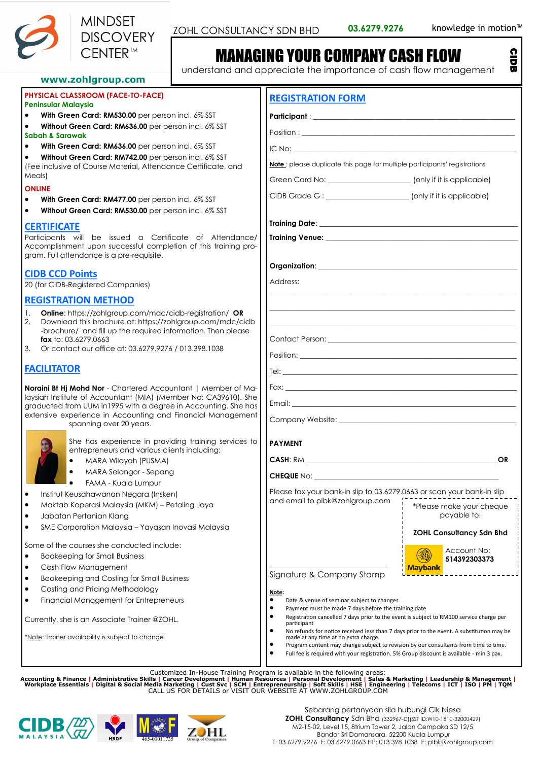MINDSET DISCOVERY CENTER™

www.zohlgroup.com

ZOHL CONSULTANCY SDN BHD 03.6279.9276 knowledge in motion™

# MANAGING YOUR COMPANY CASH FLOW

understand and appreciate the importance of cash flow management

CIDB

**PHYSICAL CLASSROOM (FACE-TO-FACE)**

**Peninsular Malaysia**

- **With Green Card: RM530.00** per person incl. 6% SST
- **Without Green Card: RM636.00** per person incl. 6% SST

**Sabah & Sarawak**

- **With Green Card: RM636.00** per person incl. 6% SST
- **Without Green Card: RM742.00** per person incl. 6% SST

(Fee inclusive of Course Material, Attendance Certificate, and Meals)

**ONLINE**

- **With Green Card: RM477.00** per person incl. 6% SST
- **Without Green Card: RM530.00** per person incl. 6% SST

## CERTIFICATE

Participants will be issued a Certificate of Attendance/ Accomplishment upon successful completion of this training program. Full attendance is a pre-requisite.

## CIDB CCD Points

20 (for CIDB-Registered Companies)

## REGISTRATION METHOD

1. **Online**: https://zohlgroup.com/mdc/cidb-registration/ **OR**
2. Download this brochure at: https://zohlgroup.com/mdc/cidb-brochure/ and fill up the required information. Then please **fax** to: 03.6279.0663
3. Or contact our office at: 03.6279.9276 / 013.398.1038

## FACILITATOR

**Noraini Bt Hj Mohd Nor** - Chartered Accountant | Member of Malaysian Institute of Accountant (MIA) (Member No: CA39610). She graduated from UUM in1995 with a degree in Accounting. She has extensive experience in Accounting and Financial Management spanning over 20 years.

She has experience in providing training services to entrepreneurs and various clients including:

- MARA Wilayah (PUSMA)
- MARA Selangor - Sepang
- FAMA - Kuala Lumpur
- Institut Keusahawanan Negara (Insken)
- Maktab Koperasi Malaysia (MKM) – Petaling Jaya
- Jabatan Pertanian Klang
- SME Corporation Malaysia – Yayasan Inovasi Malaysia

Some of the courses she conducted include:

- Bookeeping for Small Business
- Cash Flow Management
- Bookeeping and Costing for Small Business
- Costing and Pricing Methodology
- Financial Management for Entrepreneurs

Currently, she is an Associate Trainer @ZOHL.

*Note: Trainer availability is subject to change

## REGISTRATION FORM

**Participant** : ______________________

Position : ______________________

IC No: ______________________

Note : please duplicate this page for multiple participants' registrations

Green Card No: ______________ (only if it is applicable)

CIDB Grade G : ______________ (only if it is applicable)

**Training Date**: ______________________

**Training Venue**: ______________________

**Organization**: ______________________

Address:

______________________

______________________

______________________

Contact Person: ______________________

Position: ______________________

Tel: ______________________

Fax: ______________________

Email: ______________________

Company Website: ______________________

**PAYMENT**

**CASH**: RM ______________________ **OR**

**CHEQUE** No: ______________________

Please fax your bank-in slip to 03.6279.0663 or scan your bank-in slip and email to plbk@zohlgroup.com

*Please make your cheque payable to:

**ZOHL Consultancy Sdn Bhd**

Maybank Account No: **514392303373**

______________________

Signature & Company Stamp

**Note**:

- Date & venue of seminar subject to changes
- Payment must be made 7 days before the training date
- Registration cancelled 7 days prior to the event is subject to RM100 service charge per participant
- No refunds for notice received less than 7 days prior to the event. A substitution may be made at any time at no extra charge.
- Program content may change subject to revision by our consultants from time to time.
- Full fee is required with your registration. 5% Group discount is available - min 3 pax.

Customized In-House Training Program is available in the following areas:

**Accounting & Finance | Administrative Skills | Career Development | Human Resources | Personal Development | Sales & Marketing | Leadership & Management | Workplace Essentials | Digital & Social Media Marketing | Cust Svc | SCM | Entrepreneurship | Soft Skills | HSE | Engineering | Telecoms | ICT | ISO | PM | TQM**

CALL US FOR DETAILS or VISIT OUR WEBSITE AT WWW.ZOHLGROUP.COM

CIDB MALAYSIA HRDF MOF 465-00011735 ZOHL Group of Companies

Sebarang pertanyaan sila hubungi Cik Niesa

**ZOHL Consultancy** Sdn Bhd (332967-D)(SST ID:W10-1810-32000429)

M2-15-02, Level 15, 8trium Tower 2, Jalan Cempaka SD 12/5

Bandar Sri Damansara, 52200 Kuala Lumpur

T: 03.6279.9276 F: 03.6279.0663 HP: 013.398.1038 E: plbk@zohlgroup.com